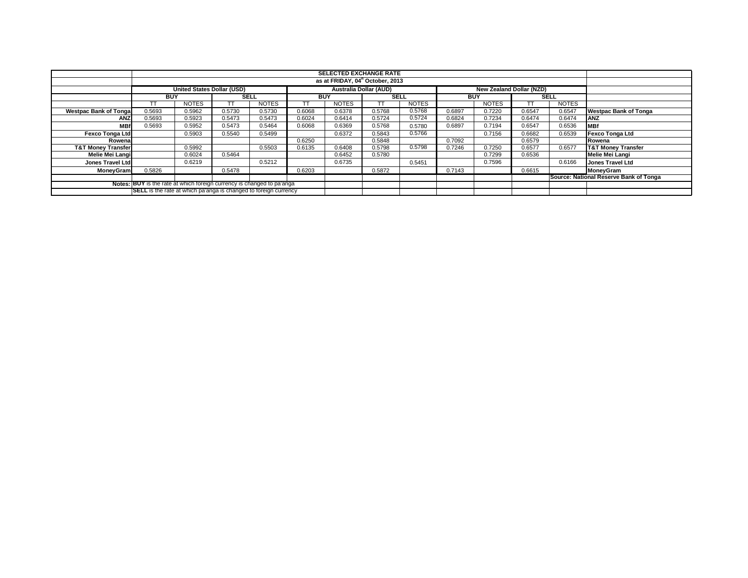| | SELECTED EXCHANGE RATE | | | | | | | | | | | | |
|---|---|---|---|---|---|---|---|---|---|---|---|---|---|
| | as at FRIDAY, 04[th] October, 2013 | | | | | | | | | | | | |
| | United States Dollar (USD) | | | | Australia Dollar (AUD) | | | | New Zealand Dollar (NZD) | | | | |
| | BUY | | SELL | | BUY | | SELL | | BUY | | SELL | | |
| | TT | NOTES | TT | NOTES | TT | NOTES | TT | NOTES | | NOTES | TT | NOTES | |
| **Westpac Bank of Tonga** | 0.5693 | 0.5962 | 0.5730 | 0.5730 | 0.6068 | 0.6378 | 0.5768 | 0.5768 | 0.6897 | 0.7220 | 0.6547 | 0.6547 | **Westpac Bank of Tonga** |
| **ANZ** | 0.5693 | 0.5923 | 0.5473 | 0.5473 | 0.6024 | 0.6414 | 0.5724 | 0.5724 | 0.6824 | 0.7234 | 0.6474 | 0.6474 | **ANZ** |
| **MBf** | 0.5693 | 0.5952 | 0.5473 | 0.5464 | 0.6068 | 0.6369 | 0.5768 | 0.5780 | 0.6897 | 0.7194 | 0.6547 | 0.6536 | **MBf** |
| **Fexco Tonga Ltd** | | 0.5903 | 0.5540 | 0.5499 | | 0.6372 | 0.5843 | 0.5766 | | 0.7156 | 0.6682 | 0.6539 | **Fexco Tonga Ltd** |
| **Rowena** | | | | | 0.6250 | | 0.5848 | | 0.7092 | | 0.6579 | | **Rowena** |
| **T&T Money Transfer** | | 0.5992 | | 0.5503 | 0.6135 | 0.6408 | 0.5798 | 0.5798 | 0.7246 | 0.7250 | 0.6577 | 0.6577 | **T&T Money Transfer** |
| **Melie Mei Langi** | | 0.6024 | 0.5464 | | | 0.6452 | 0.5780 | | | 0.7299 | 0.6536 | | **Melie Mei Langi** |
| **Jones Travel Ltd** | | 0.6219 | | 0.5212 | | 0.6735 | | 0.5451 | | 0.7596 | | 0.6166 | **Jones Travel Ltd** |
| **MoneyGram** | 0.5826 | | 0.5478 | | 0.6203 | | 0.5872 | | 0.7143 | | 0.6615 | | **MoneyGram** |
| | | | | | | | | | | | | | **Source: National Reserve Bank of Tonga** |
| **Notes:** | **BUY** is the rate at which foreign currency is changed to pa'anga | | | | | | | | | | | | |
| | **SELL** is the rate at which pa'anga is changed to foreign currency | | | | | | | | | | | | |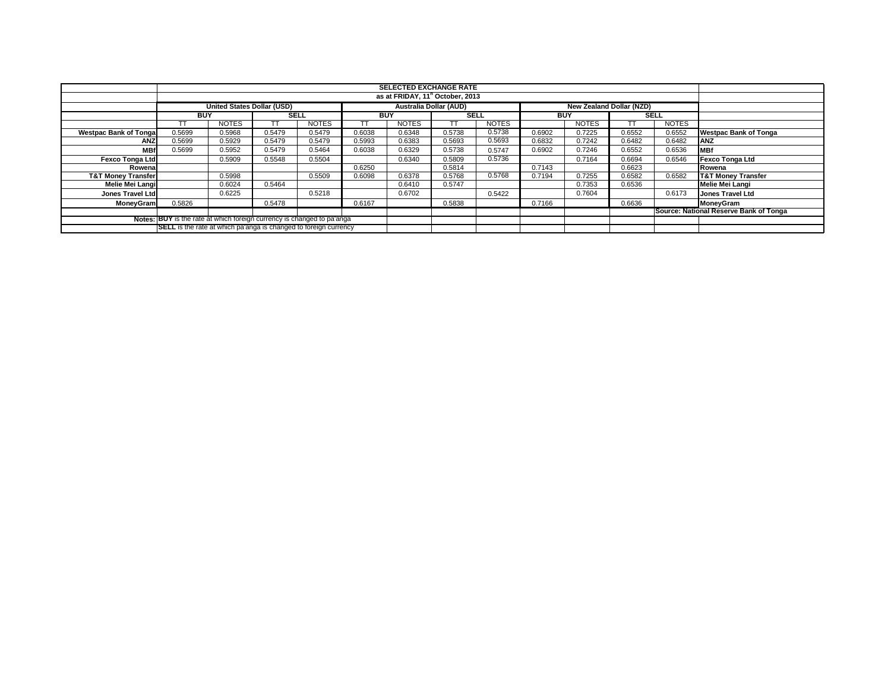| | SELECTED EXCHANGE RATE | | | | | | | | | | | | |
|---|---|---|---|---|---|---|---|---|---|---|---|---|---|
| | as at FRIDAY, 11th October, 2013 | | | | | | | | | | | | |
| | United States Dollar (USD) | | | | Australia Dollar (AUD) | | | | New Zealand Dollar (NZD) | | | | |
| | BUY | | SELL | | BUY | | SELL | | BUY | | SELL | | |
| | TT | NOTES | TT | NOTES | TT | NOTES | TT | NOTES | | NOTES | TT | NOTES | |
| Westpac Bank of Tonga | 0.5699 | 0.5968 | 0.5479 | 0.5479 | 0.6038 | 0.6348 | 0.5738 | 0.5738 | 0.6902 | 0.7225 | 0.6552 | 0.6552 | Westpac Bank of Tonga |
| ANZ | 0.5699 | 0.5929 | 0.5479 | 0.5479 | 0.5993 | 0.6383 | 0.5693 | 0.5693 | 0.6832 | 0.7242 | 0.6482 | 0.6482 | ANZ |
| MBf | 0.5699 | 0.5952 | 0.5479 | 0.5464 | 0.6038 | 0.6329 | 0.5738 | 0.5747 | 0.6902 | 0.7246 | 0.6552 | 0.6536 | MBf |
| Fexco Tonga Ltd | | 0.5909 | 0.5548 | 0.5504 | | 0.6340 | 0.5809 | 0.5736 | | 0.7164 | 0.6694 | 0.6546 | Fexco Tonga Ltd |
| Rowena | | | | | 0.6250 | | 0.5814 | | 0.7143 | | 0.6623 | | Rowena |
| T&T Money Transfer | | 0.5998 | | 0.5509 | 0.6098 | 0.6378 | 0.5768 | 0.5768 | 0.7194 | 0.7255 | 0.6582 | 0.6582 | T&T Money Transfer |
| Melie Mei Langi | | 0.6024 | 0.5464 | | | 0.6410 | 0.5747 | | | 0.7353 | 0.6536 | | Melie Mei Langi |
| Jones Travel Ltd | | 0.6225 | | 0.5218 | | 0.6702 | | 0.5422 | | 0.7604 | | 0.6173 | Jones Travel Ltd |
| MoneyGram | 0.5826 | | 0.5478 | | 0.6167 | | 0.5838 | | 0.7166 | | 0.6636 | | MoneyGram |
| | | | | | | | | | | | | | Source: National Reserve Bank of Tonga |
| Notes: | BUY is the rate at which foreign currency is changed to pa'anga | | | | | | | | | | | | |
| | SELL is the rate at which pa'anga is changed to foreign currency | | | | | | | | | | | | |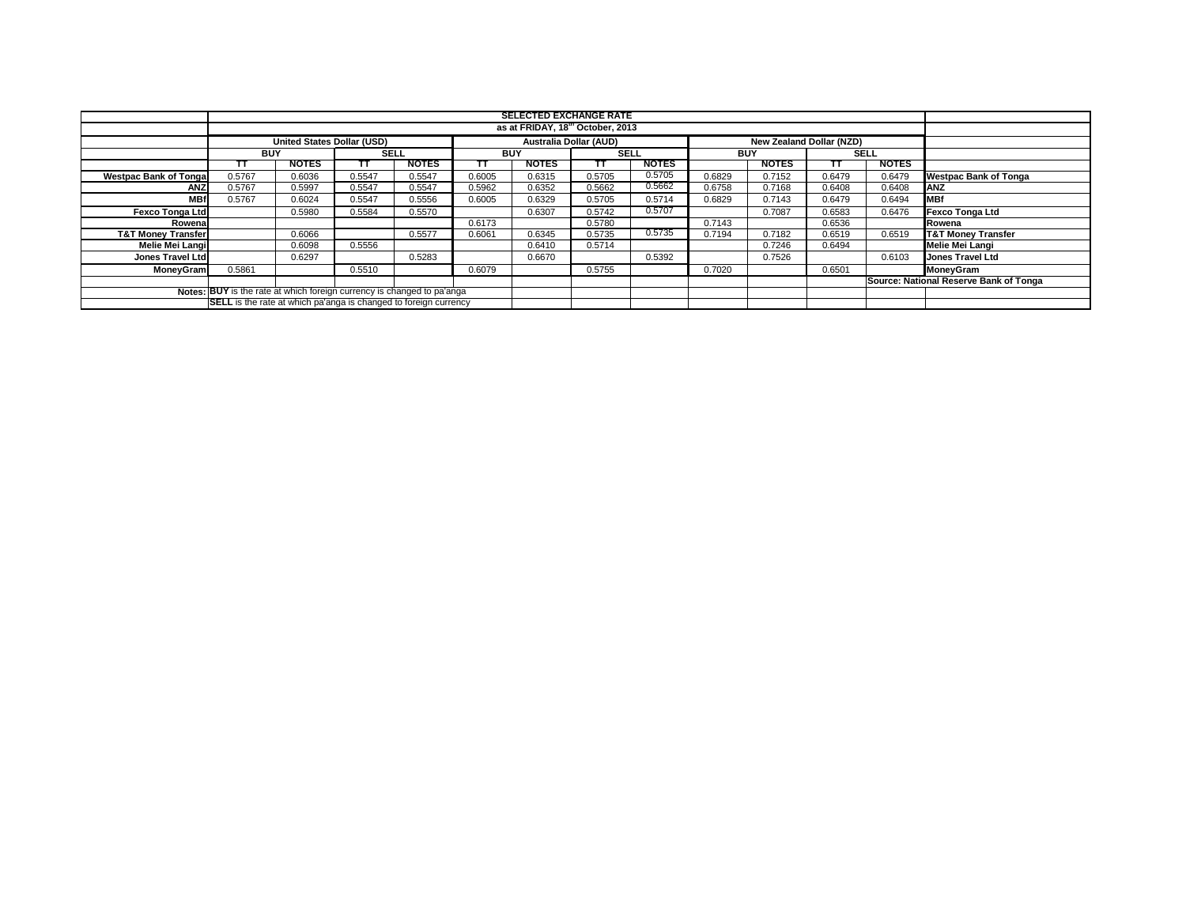| | SELECTED EXCHANGE RATE | | | | | | | | | | | | |
|---|---|---|---|---|---|---|---|---|---|---|---|---|---|
| | as at FRIDAY, 18th October, 2013 | | | | | | | | | | | | |
| | United States Dollar (USD) | | | | Australia Dollar (AUD) | | | | New Zealand Dollar (NZD) | | | | |
| | BUY | | SELL | | BUY | | SELL | | BUY | | SELL | | |
| | TT | NOTES | TT | NOTES | TT | NOTES | TT | NOTES | | NOTES | TT | NOTES | |
| Westpac Bank of Tonga | 0.5767 | 0.6036 | 0.5547 | 0.5547 | 0.6005 | 0.6315 | 0.5705 | 0.5705 | 0.6829 | 0.7152 | 0.6479 | 0.6479 | Westpac Bank of Tonga |
| ANZ | 0.5767 | 0.5997 | 0.5547 | 0.5547 | 0.5962 | 0.6352 | 0.5662 | 0.5662 | 0.6758 | 0.7168 | 0.6408 | 0.6408 | ANZ |
| MBf | 0.5767 | 0.6024 | 0.5547 | 0.5556 | 0.6005 | 0.6329 | 0.5705 | 0.5714 | 0.6829 | 0.7143 | 0.6479 | 0.6494 | MBf |
| Fexco Tonga Ltd | | 0.5980 | 0.5584 | 0.5570 | | 0.6307 | 0.5742 | 0.5707 | | 0.7087 | 0.6583 | 0.6476 | Fexco Tonga Ltd |
| Rowena | | | | | 0.6173 | | 0.5780 | | 0.7143 | | 0.6536 | | Rowena |
| T&T Money Transfer | | 0.6066 | | 0.5577 | 0.6061 | 0.6345 | 0.5735 | 0.5735 | 0.7194 | 0.7182 | 0.6519 | 0.6519 | T&T Money Transfer |
| Melie Mei Langi | | 0.6098 | 0.5556 | | | 0.6410 | 0.5714 | | | 0.7246 | 0.6494 | | Melie Mei Langi |
| Jones Travel Ltd | | 0.6297 | | 0.5283 | | 0.6670 | | 0.5392 | | 0.7526 | | 0.6103 | Jones Travel Ltd |
| MoneyGram | 0.5861 | | 0.5510 | | 0.6079 | | 0.5755 | | 0.7020 | | 0.6501 | | MoneyGram |
| | | | | | | | | | | | | | Source: National Reserve Bank of Tonga |
| Notes: | **BUY** is the rate at which foreign currency is changed to pa'anga | | | | | | | | | | | | |
| | **SELL** is the rate at which pa'anga is changed to foreign currency | | | | | | | | | | | | |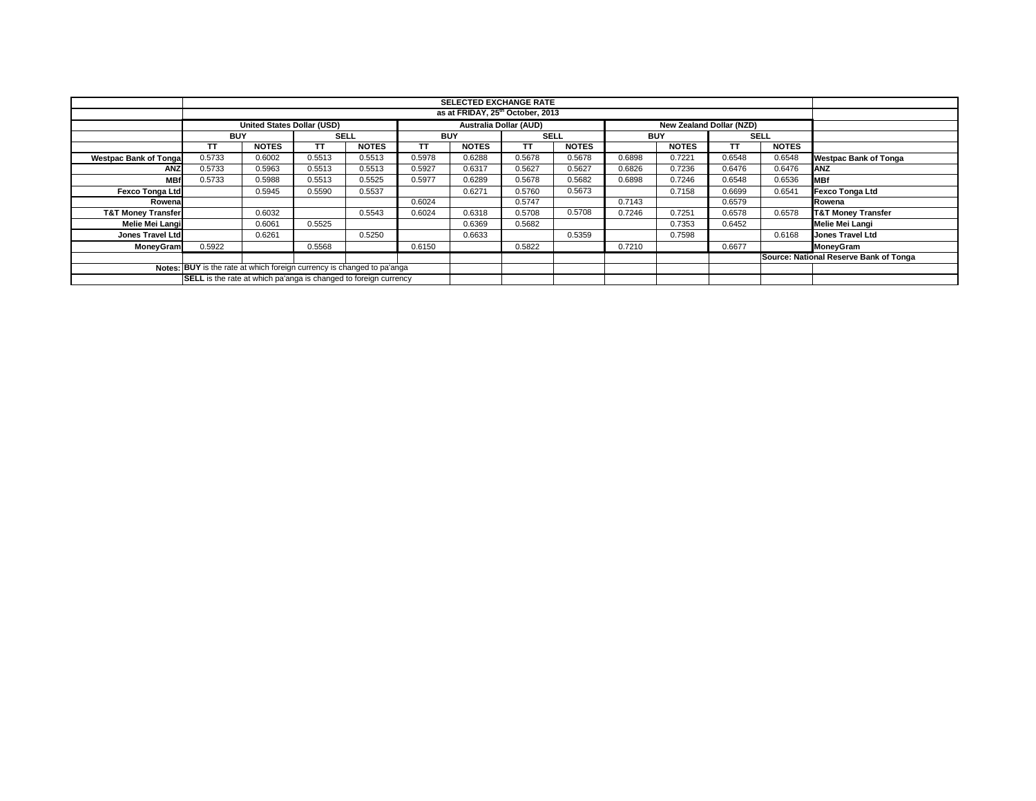| | | | | | | | | | | | | | |
|---|---|---|---|---|---|---|---|---|---|---|---|---|---|
| | **SELECTED EXCHANGE RATE** | | | | | | | | | | | | |
| | **as at FRIDAY, 25th October, 2013** | | | | | | | | | | | | |
| | **United States Dollar (USD)** | | | | **Australia Dollar (AUD)** | | | | **New Zealand Dollar (NZD)** | | | | |
| | **BUY** | | **SELL** | | **BUY** | | **SELL** | | **BUY** | | **SELL** | | |
| | **TT** | **NOTES** | **TT** | **NOTES** | **TT** | **NOTES** | **TT** | **NOTES** | | **NOTES** | **TT** | **NOTES** | |
| **Westpac Bank of Tonga** | 0.5733 | 0.6002 | 0.5513 | 0.5513 | 0.5978 | 0.6288 | 0.5678 | 0.5678 | 0.6898 | 0.7221 | 0.6548 | 0.6548 | **Westpac Bank of Tonga** |
| **ANZ** | 0.5733 | 0.5963 | 0.5513 | 0.5513 | 0.5927 | 0.6317 | 0.5627 | 0.5627 | 0.6826 | 0.7236 | 0.6476 | 0.6476 | **ANZ** |
| **MBf** | 0.5733 | 0.5988 | 0.5513 | 0.5525 | 0.5977 | 0.6289 | 0.5678 | 0.5682 | 0.6898 | 0.7246 | 0.6548 | 0.6536 | **MBf** |
| **Fexco Tonga Ltd** | | 0.5945 | 0.5590 | 0.5537 | | 0.6271 | 0.5760 | 0.5673 | | 0.7158 | 0.6699 | 0.6541 | **Fexco Tonga Ltd** |
| **Rowena** | | | | | 0.6024 | | 0.5747 | | 0.7143 | | 0.6579 | | **Rowena** |
| **T&T Money Transfer** | | 0.6032 | | 0.5543 | 0.6024 | 0.6318 | 0.5708 | 0.5708 | 0.7246 | 0.7251 | 0.6578 | 0.6578 | **T&T Money Transfer** |
| **Melie Mei Langi** | | 0.6061 | 0.5525 | | | 0.6369 | 0.5682 | | | 0.7353 | 0.6452 | | **Melie Mei Langi** |
| **Jones Travel Ltd** | | 0.6261 | | 0.5250 | | 0.6633 | | 0.5359 | | 0.7598 | | 0.6168 | **Jones Travel Ltd** |
| **MoneyGram** | 0.5922 | | 0.5568 | | 0.6150 | | 0.5822 | | 0.7210 | | 0.6677 | | **MoneyGram** |
| | | | | | | | | | | | | | **Source: National Reserve Bank of Tonga** |
| **Notes:** | **BUY** is the rate at which foreign currency is changed to pa'anga | | | | | | | | | | | | |
| | **SELL** is the rate at which pa'anga is changed to foreign currency | | | | | | | | | | | | |